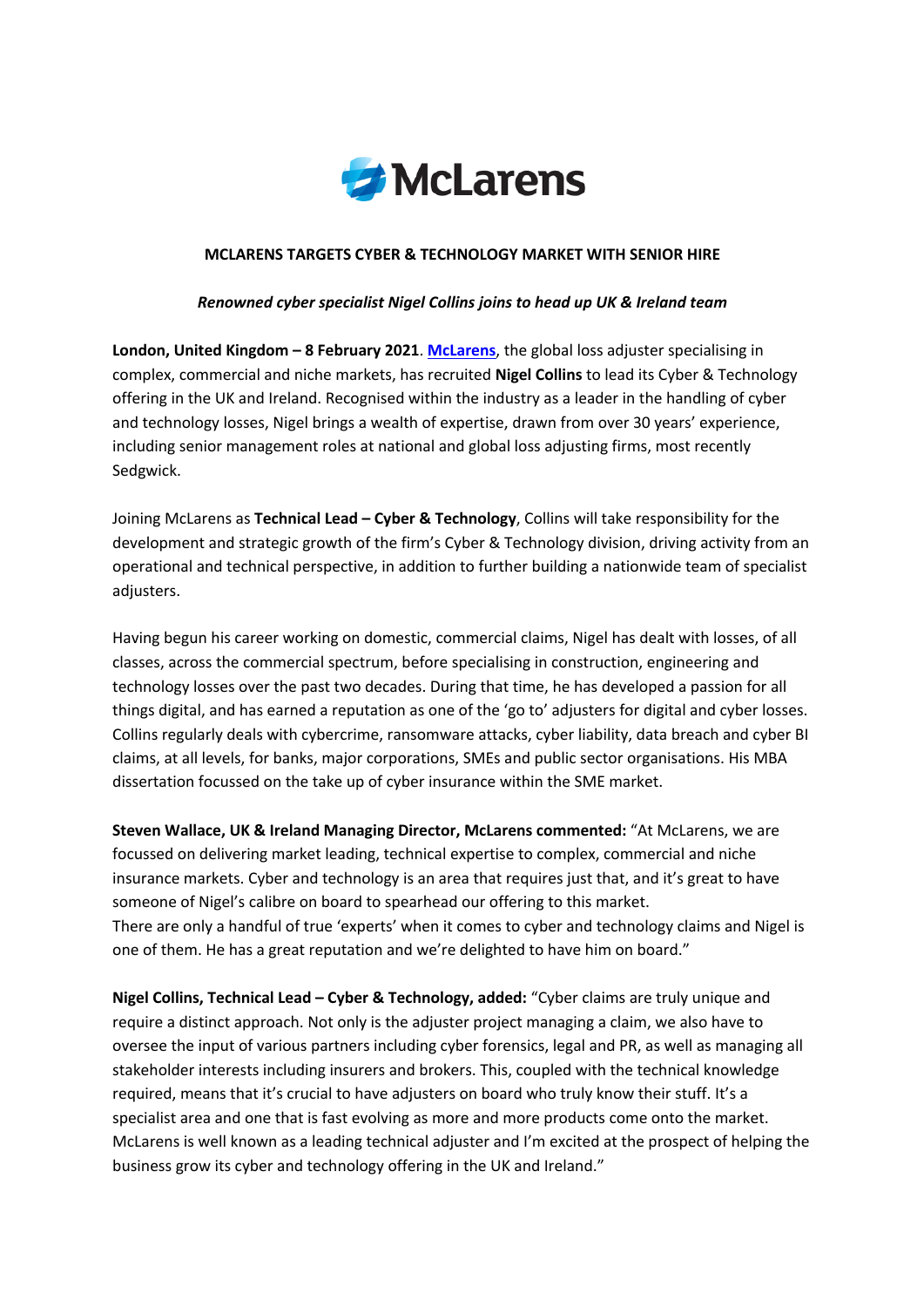McLarens

# MCLARENS TARGETS CYBER & TECHNOLOGY MARKET WITH SENIOR HIRE

***Renowned cyber specialist Nigel Collins joins to head up UK & Ireland team***

**London, United Kingdom – 8 February 2021**. **McLarens**, the global loss adjuster specialising in complex, commercial and niche markets, has recruited **Nigel Collins** to lead its Cyber & Technology offering in the UK and Ireland. Recognised within the industry as a leader in the handling of cyber and technology losses, Nigel brings a wealth of expertise, drawn from over 30 years' experience, including senior management roles at national and global loss adjusting firms, most recently Sedgwick.

Joining McLarens as **Technical Lead – Cyber & Technology**, Collins will take responsibility for the development and strategic growth of the firm's Cyber & Technology division, driving activity from an operational and technical perspective, in addition to further building a nationwide team of specialist adjusters.

Having begun his career working on domestic, commercial claims, Nigel has dealt with losses, of all classes, across the commercial spectrum, before specialising in construction, engineering and technology losses over the past two decades. During that time, he has developed a passion for all things digital, and has earned a reputation as one of the 'go to' adjusters for digital and cyber losses. Collins regularly deals with cybercrime, ransomware attacks, cyber liability, data breach and cyber BI claims, at all levels, for banks, major corporations, SMEs and public sector organisations. His MBA dissertation focussed on the take up of cyber insurance within the SME market.

**Steven Wallace, UK & Ireland Managing Director, McLarens commented:** "At McLarens, we are focussed on delivering market leading, technical expertise to complex, commercial and niche insurance markets. Cyber and technology is an area that requires just that, and it's great to have someone of Nigel's calibre on board to spearhead our offering to this market.
There are only a handful of true 'experts' when it comes to cyber and technology claims and Nigel is one of them. He has a great reputation and we're delighted to have him on board."

**Nigel Collins, Technical Lead – Cyber & Technology, added:** "Cyber claims are truly unique and require a distinct approach. Not only is the adjuster project managing a claim, we also have to oversee the input of various partners including cyber forensics, legal and PR, as well as managing all stakeholder interests including insurers and brokers. This, coupled with the technical knowledge required, means that it's crucial to have adjusters on board who truly know their stuff. It's a specialist area and one that is fast evolving as more and more products come onto the market. McLarens is well known as a leading technical adjuster and I'm excited at the prospect of helping the business grow its cyber and technology offering in the UK and Ireland."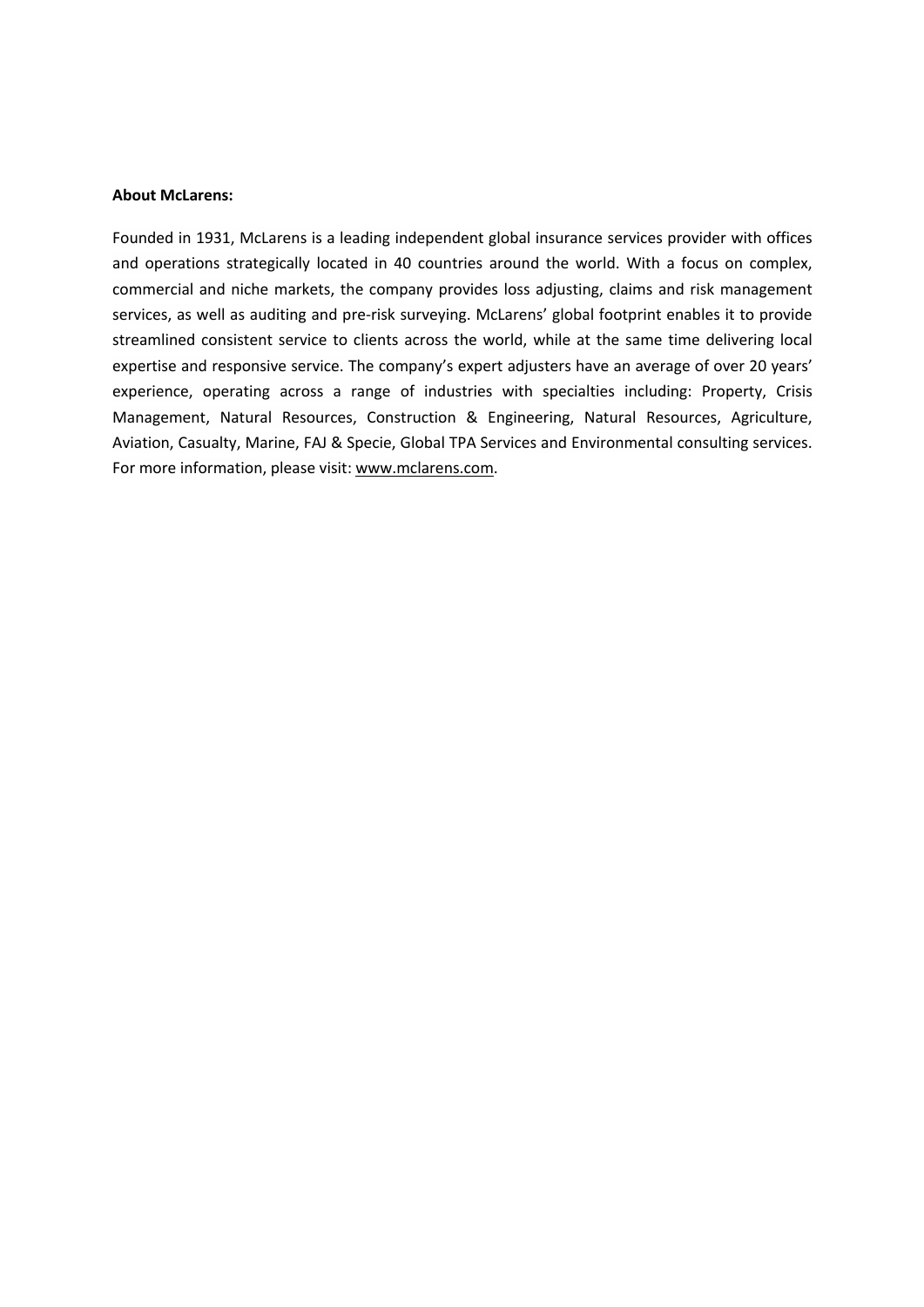**About McLarens:**

Founded in 1931, McLarens is a leading independent global insurance services provider with offices and operations strategically located in 40 countries around the world. With a focus on complex, commercial and niche markets, the company provides loss adjusting, claims and risk management services, as well as auditing and pre-risk surveying. McLarens' global footprint enables it to provide streamlined consistent service to clients across the world, while at the same time delivering local expertise and responsive service. The company's expert adjusters have an average of over 20 years' experience, operating across a range of industries with specialties including: Property, Crisis Management, Natural Resources, Construction & Engineering, Natural Resources, Agriculture, Aviation, Casualty, Marine, FAJ & Specie, Global TPA Services and Environmental consulting services. For more information, please visit: www.mclarens.com.